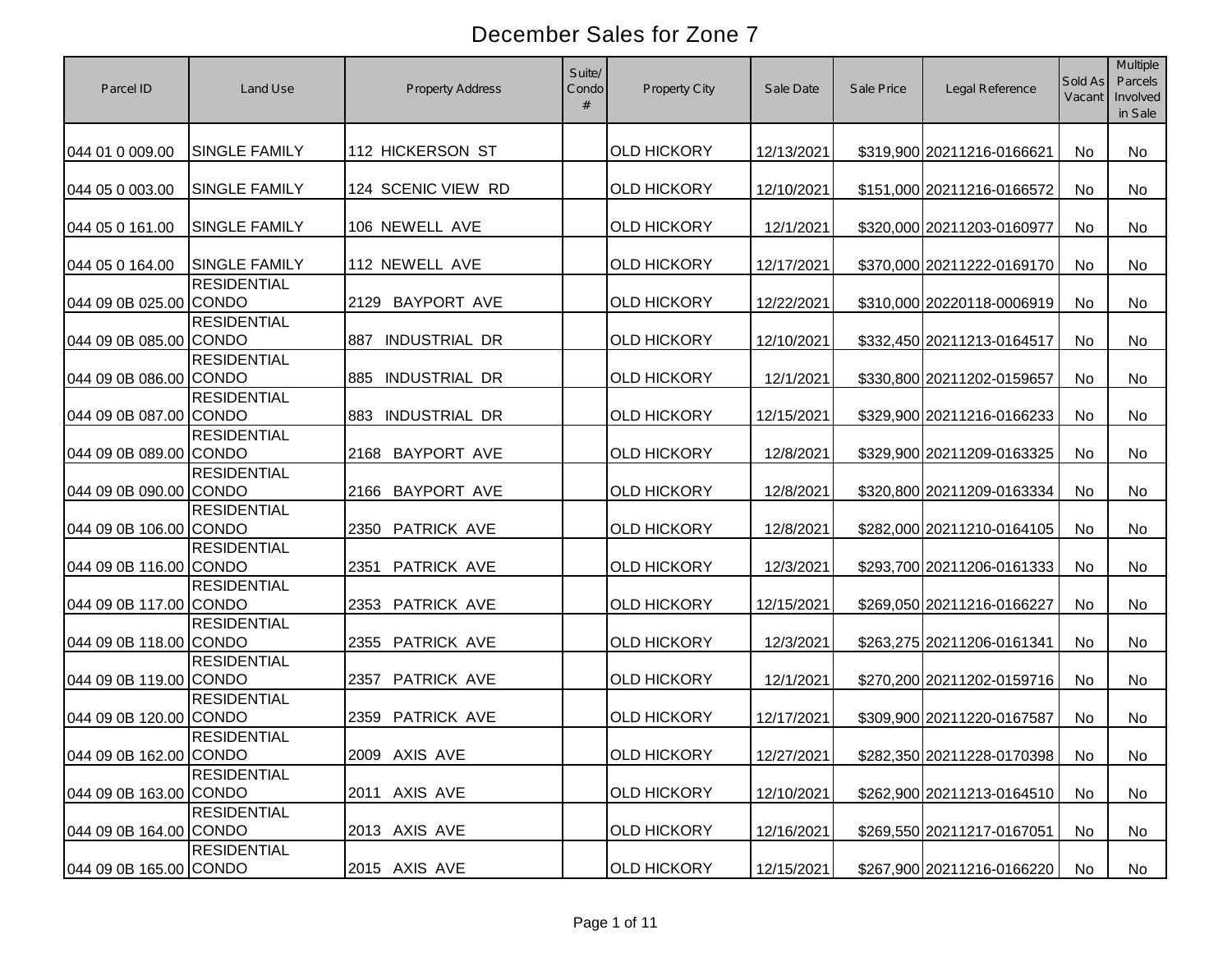# December Sales for Zone 7

| Parcel ID | Land Use | Property Address | Suite/ Condo # | Property City | Sale Date | Sale Price | Legal Reference | Sold As Vacant | Multiple Parcels Involved in Sale |
|---|---|---|---|---|---|---|---|---|---|
| 044 01 0 009.00 | SINGLE FAMILY | 112 HICKERSON ST | | OLD HICKORY | 12/13/2021 | $319,900 | 20211216-0166621 | No | No |
| 044 05 0 003.00 | SINGLE FAMILY | 124 SCENIC VIEW RD | | OLD HICKORY | 12/10/2021 | $151,000 | 20211216-0166572 | No | No |
| 044 05 0 161.00 | SINGLE FAMILY | 106 NEWELL AVE | | OLD HICKORY | 12/1/2021 | $320,000 | 20211203-0160977 | No | No |
| 044 05 0 164.00 | SINGLE FAMILY | 112 NEWELL AVE | | OLD HICKORY | 12/17/2021 | $370,000 | 20211222-0169170 | No | No |
| 044 09 0B 025.00 | RESIDENTIAL CONDO | 2129 BAYPORT AVE | | OLD HICKORY | 12/22/2021 | $310,000 | 20220118-0006919 | No | No |
| 044 09 0B 085.00 | RESIDENTIAL CONDO | 887 INDUSTRIAL DR | | OLD HICKORY | 12/10/2021 | $332,450 | 20211213-0164517 | No | No |
| 044 09 0B 086.00 | RESIDENTIAL CONDO | 885 INDUSTRIAL DR | | OLD HICKORY | 12/1/2021 | $330,800 | 20211202-0159657 | No | No |
| 044 09 0B 087.00 | RESIDENTIAL CONDO | 883 INDUSTRIAL DR | | OLD HICKORY | 12/15/2021 | $329,900 | 20211216-0166233 | No | No |
| 044 09 0B 089.00 | RESIDENTIAL CONDO | 2168 BAYPORT AVE | | OLD HICKORY | 12/8/2021 | $329,900 | 20211209-0163325 | No | No |
| 044 09 0B 090.00 | RESIDENTIAL CONDO | 2166 BAYPORT AVE | | OLD HICKORY | 12/8/2021 | $320,800 | 20211209-0163334 | No | No |
| 044 09 0B 106.00 | RESIDENTIAL CONDO | 2350 PATRICK AVE | | OLD HICKORY | 12/8/2021 | $282,000 | 20211210-0164105 | No | No |
| 044 09 0B 116.00 | RESIDENTIAL CONDO | 2351 PATRICK AVE | | OLD HICKORY | 12/3/2021 | $293,700 | 20211206-0161333 | No | No |
| 044 09 0B 117.00 | RESIDENTIAL CONDO | 2353 PATRICK AVE | | OLD HICKORY | 12/15/2021 | $269,050 | 20211216-0166227 | No | No |
| 044 09 0B 118.00 | RESIDENTIAL CONDO | 2355 PATRICK AVE | | OLD HICKORY | 12/3/2021 | $263,275 | 20211206-0161341 | No | No |
| 044 09 0B 119.00 | RESIDENTIAL CONDO | 2357 PATRICK AVE | | OLD HICKORY | 12/1/2021 | $270,200 | 20211202-0159716 | No | No |
| 044 09 0B 120.00 | RESIDENTIAL CONDO | 2359 PATRICK AVE | | OLD HICKORY | 12/17/2021 | $309,900 | 20211220-0167587 | No | No |
| 044 09 0B 162.00 | RESIDENTIAL CONDO | 2009 AXIS AVE | | OLD HICKORY | 12/27/2021 | $282,350 | 20211228-0170398 | No | No |
| 044 09 0B 163.00 | RESIDENTIAL CONDO | 2011 AXIS AVE | | OLD HICKORY | 12/10/2021 | $262,900 | 20211213-0164510 | No | No |
| 044 09 0B 164.00 | RESIDENTIAL CONDO | 2013 AXIS AVE | | OLD HICKORY | 12/16/2021 | $269,550 | 20211217-0167051 | No | No |
| 044 09 0B 165.00 | RESIDENTIAL CONDO | 2015 AXIS AVE | | OLD HICKORY | 12/15/2021 | $267,900 | 20211216-0166220 | No | No |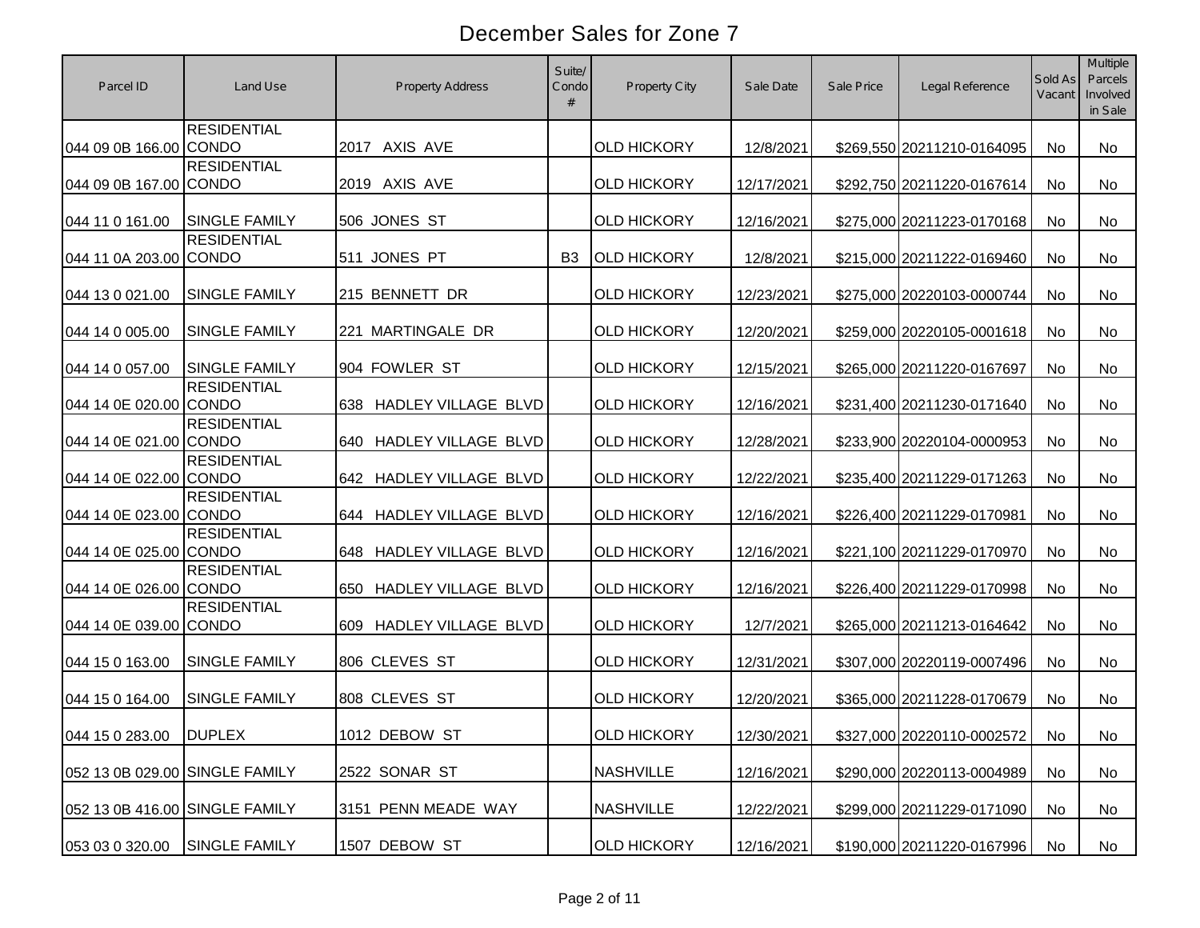# December Sales for Zone 7

| Parcel ID | Land Use | Property Address | Suite/ Condo # | Property City | Sale Date | Sale Price | Legal Reference | Sold As Vacant | Multiple Parcels Involved in Sale |
|---|---|---|---|---|---|---|---|---|---|
| 044 09 0B 166.00 | RESIDENTIAL CONDO | 2017 AXIS AVE | | OLD HICKORY | 12/8/2021 | $269,550 | 20211210-0164095 | No | No |
| 044 09 0B 167.00 | RESIDENTIAL CONDO | 2019 AXIS AVE | | OLD HICKORY | 12/17/2021 | $292,750 | 20211220-0167614 | No | No |
| 044 11 0 161.00 | SINGLE FAMILY | 506 JONES ST | | OLD HICKORY | 12/16/2021 | $275,000 | 20211223-0170168 | No | No |
| 044 11 0A 203.00 | RESIDENTIAL CONDO | 511 JONES PT | B3 | OLD HICKORY | 12/8/2021 | $215,000 | 20211222-0169460 | No | No |
| 044 13 0 021.00 | SINGLE FAMILY | 215 BENNETT DR | | OLD HICKORY | 12/23/2021 | $275,000 | 20220103-0000744 | No | No |
| 044 14 0 005.00 | SINGLE FAMILY | 221 MARTINGALE DR | | OLD HICKORY | 12/20/2021 | $259,000 | 20220105-0001618 | No | No |
| 044 14 0 057.00 | SINGLE FAMILY | 904 FOWLER ST | | OLD HICKORY | 12/15/2021 | $265,000 | 20211220-0167697 | No | No |
| 044 14 0E 020.00 | RESIDENTIAL CONDO | 638 HADLEY VILLAGE BLVD | | OLD HICKORY | 12/16/2021 | $231,400 | 20211230-0171640 | No | No |
| 044 14 0E 021.00 | RESIDENTIAL CONDO | 640 HADLEY VILLAGE BLVD | | OLD HICKORY | 12/28/2021 | $233,900 | 20220104-0000953 | No | No |
| 044 14 0E 022.00 | RESIDENTIAL CONDO | 642 HADLEY VILLAGE BLVD | | OLD HICKORY | 12/22/2021 | $235,400 | 20211229-0171263 | No | No |
| 044 14 0E 023.00 | RESIDENTIAL CONDO | 644 HADLEY VILLAGE BLVD | | OLD HICKORY | 12/16/2021 | $226,400 | 20211229-0170981 | No | No |
| 044 14 0E 025.00 | RESIDENTIAL CONDO | 648 HADLEY VILLAGE BLVD | | OLD HICKORY | 12/16/2021 | $221,100 | 20211229-0170970 | No | No |
| 044 14 0E 026.00 | RESIDENTIAL CONDO | 650 HADLEY VILLAGE BLVD | | OLD HICKORY | 12/16/2021 | $226,400 | 20211229-0170998 | No | No |
| 044 14 0E 039.00 | RESIDENTIAL CONDO | 609 HADLEY VILLAGE BLVD | | OLD HICKORY | 12/7/2021 | $265,000 | 20211213-0164642 | No | No |
| 044 15 0 163.00 | SINGLE FAMILY | 806 CLEVES ST | | OLD HICKORY | 12/31/2021 | $307,000 | 20220119-0007496 | No | No |
| 044 15 0 164.00 | SINGLE FAMILY | 808 CLEVES ST | | OLD HICKORY | 12/20/2021 | $365,000 | 20211228-0170679 | No | No |
| 044 15 0 283.00 | DUPLEX | 1012 DEBOW ST | | OLD HICKORY | 12/30/2021 | $327,000 | 20220110-0002572 | No | No |
| 052 13 0B 029.00 | SINGLE FAMILY | 2522 SONAR ST | | NASHVILLE | 12/16/2021 | $290,000 | 20220113-0004989 | No | No |
| 052 13 0B 416.00 | SINGLE FAMILY | 3151 PENN MEADE WAY | | NASHVILLE | 12/22/2021 | $299,000 | 20211229-0171090 | No | No |
| 053 03 0 320.00 | SINGLE FAMILY | 1507 DEBOW ST | | OLD HICKORY | 12/16/2021 | $190,000 | 20211220-0167996 | No | No |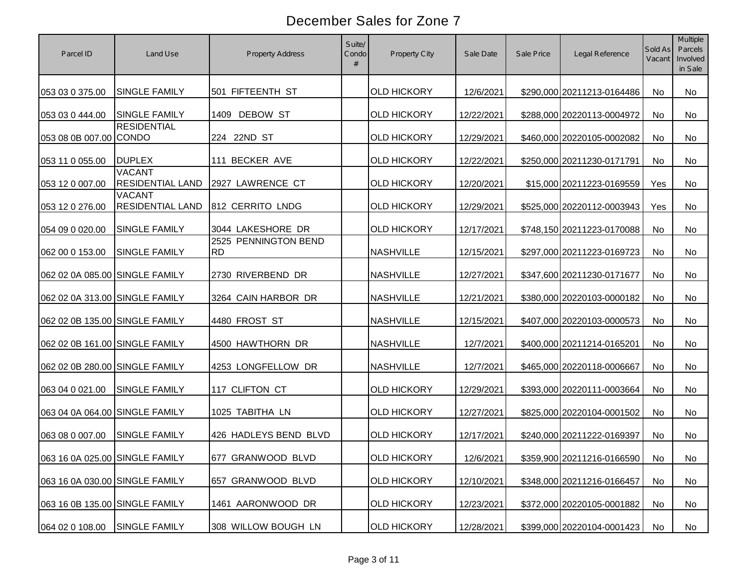# December Sales for Zone 7

| Parcel ID | Land Use | Property Address | Suite/ Condo # | Property City | Sale Date | Sale Price | Legal Reference | Sold As Vacant | Multiple Parcels Involved in Sale |
|---|---|---|---|---|---|---|---|---|---|
| 053 03 0 375.00 | SINGLE FAMILY | 501 FIFTEENTH ST | | OLD HICKORY | 12/6/2021 | $290,000 | 20211213-0164486 | No | No |
| 053 03 0 444.00 | SINGLE FAMILY | 1409 DEBOW ST | | OLD HICKORY | 12/22/2021 | $288,000 | 20220113-0004972 | No | No |
| 053 08 0B 007.00 | RESIDENTIAL CONDO | 224 22ND ST | | OLD HICKORY | 12/29/2021 | $460,000 | 20220105-0002082 | No | No |
| 053 11 0 055.00 | DUPLEX | 111 BECKER AVE | | OLD HICKORY | 12/22/2021 | $250,000 | 20211230-0171791 | No | No |
| 053 12 0 007.00 | VACANT RESIDENTIAL LAND | 2927 LAWRENCE CT | | OLD HICKORY | 12/20/2021 | $15,000 | 20211223-0169559 | Yes | No |
| 053 12 0 276.00 | VACANT RESIDENTIAL LAND | 812 CERRITO LNDG | | OLD HICKORY | 12/29/2021 | $525,000 | 20220112-0003943 | Yes | No |
| 054 09 0 020.00 | SINGLE FAMILY | 3044 LAKESHORE DR | | OLD HICKORY | 12/17/2021 | $748,150 | 20211223-0170088 | No | No |
| 062 00 0 153.00 | SINGLE FAMILY | 2525 PENNINGTON BEND RD | | NASHVILLE | 12/15/2021 | $297,000 | 20211223-0169723 | No | No |
| 062 02 0A 085.00 | SINGLE FAMILY | 2730 RIVERBEND DR | | NASHVILLE | 12/27/2021 | $347,600 | 20211230-0171677 | No | No |
| 062 02 0A 313.00 | SINGLE FAMILY | 3264 CAIN HARBOR DR | | NASHVILLE | 12/21/2021 | $380,000 | 20220103-0000182 | No | No |
| 062 02 0B 135.00 | SINGLE FAMILY | 4480 FROST ST | | NASHVILLE | 12/15/2021 | $407,000 | 20220103-0000573 | No | No |
| 062 02 0B 161.00 | SINGLE FAMILY | 4500 HAWTHORN DR | | NASHVILLE | 12/7/2021 | $400,000 | 20211214-0165201 | No | No |
| 062 02 0B 280.00 | SINGLE FAMILY | 4253 LONGFELLOW DR | | NASHVILLE | 12/7/2021 | $465,000 | 20220118-0006667 | No | No |
| 063 04 0 021.00 | SINGLE FAMILY | 117 CLIFTON CT | | OLD HICKORY | 12/29/2021 | $393,000 | 20220111-0003664 | No | No |
| 063 04 0A 064.00 | SINGLE FAMILY | 1025 TABITHA LN | | OLD HICKORY | 12/27/2021 | $825,000 | 20220104-0001502 | No | No |
| 063 08 0 007.00 | SINGLE FAMILY | 426 HADLEYS BEND BLVD | | OLD HICKORY | 12/17/2021 | $240,000 | 20211222-0169397 | No | No |
| 063 16 0A 025.00 | SINGLE FAMILY | 677 GRANWOOD BLVD | | OLD HICKORY | 12/6/2021 | $359,900 | 20211216-0166590 | No | No |
| 063 16 0A 030.00 | SINGLE FAMILY | 657 GRANWOOD BLVD | | OLD HICKORY | 12/10/2021 | $348,000 | 20211216-0166457 | No | No |
| 063 16 0B 135.00 | SINGLE FAMILY | 1461 AARONWOOD DR | | OLD HICKORY | 12/23/2021 | $372,000 | 20220105-0001882 | No | No |
| 064 02 0 108.00 | SINGLE FAMILY | 308 WILLOW BOUGH LN | | OLD HICKORY | 12/28/2021 | $399,000 | 20220104-0001423 | No | No |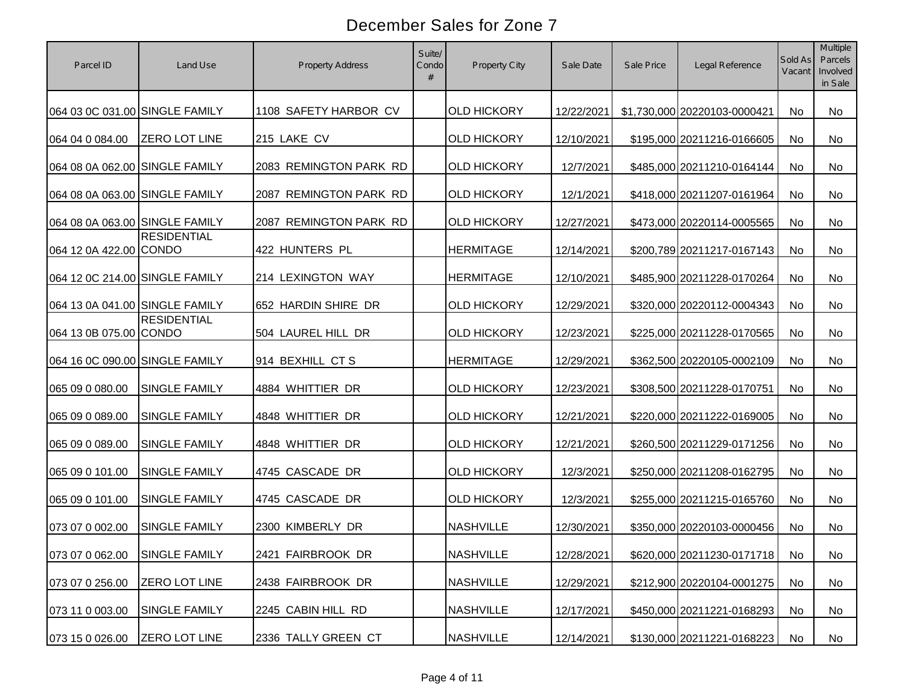# December Sales for Zone 7

| Parcel ID | Land Use | Property Address | Suite/ Condo # | Property City | Sale Date | Sale Price | Legal Reference | Sold As Vacant | Multiple Parcels Involved in Sale |
|---|---|---|---|---|---|---|---|---|---|
| 064 03 0C 031.00 | SINGLE FAMILY | 1108 SAFETY HARBOR CV | | OLD HICKORY | 12/22/2021 | $1,730,000 | 20220103-0000421 | No | No |
| 064 04 0 084.00 | ZERO LOT LINE | 215 LAKE CV | | OLD HICKORY | 12/10/2021 | $195,000 | 20211216-0166605 | No | No |
| 064 08 0A 062.00 | SINGLE FAMILY | 2083 REMINGTON PARK RD | | OLD HICKORY | 12/7/2021 | $485,000 | 20211210-0164144 | No | No |
| 064 08 0A 063.00 | SINGLE FAMILY | 2087 REMINGTON PARK RD | | OLD HICKORY | 12/1/2021 | $418,000 | 20211207-0161964 | No | No |
| 064 08 0A 063.00 | SINGLE FAMILY | 2087 REMINGTON PARK RD | | OLD HICKORY | 12/27/2021 | $473,000 | 20220114-0005565 | No | No |
| 064 12 0A 422.00 | RESIDENTIAL CONDO | 422 HUNTERS PL | | HERMITAGE | 12/14/2021 | $200,789 | 20211217-0167143 | No | No |
| 064 12 0C 214.00 | SINGLE FAMILY | 214 LEXINGTON WAY | | HERMITAGE | 12/10/2021 | $485,900 | 20211228-0170264 | No | No |
| 064 13 0A 041.00 | SINGLE FAMILY | 652 HARDIN SHIRE DR | | OLD HICKORY | 12/29/2021 | $320,000 | 20220112-0004343 | No | No |
| 064 13 0B 075.00 | RESIDENTIAL CONDO | 504 LAUREL HILL DR | | OLD HICKORY | 12/23/2021 | $225,000 | 20211228-0170565 | No | No |
| 064 16 0C 090.00 | SINGLE FAMILY | 914 BEXHILL CT S | | HERMITAGE | 12/29/2021 | $362,500 | 20220105-0002109 | No | No |
| 065 09 0 080.00 | SINGLE FAMILY | 4884 WHITTIER DR | | OLD HICKORY | 12/23/2021 | $308,500 | 20211228-0170751 | No | No |
| 065 09 0 089.00 | SINGLE FAMILY | 4848 WHITTIER DR | | OLD HICKORY | 12/21/2021 | $220,000 | 20211222-0169005 | No | No |
| 065 09 0 089.00 | SINGLE FAMILY | 4848 WHITTIER DR | | OLD HICKORY | 12/21/2021 | $260,500 | 20211229-0171256 | No | No |
| 065 09 0 101.00 | SINGLE FAMILY | 4745 CASCADE DR | | OLD HICKORY | 12/3/2021 | $250,000 | 20211208-0162795 | No | No |
| 065 09 0 101.00 | SINGLE FAMILY | 4745 CASCADE DR | | OLD HICKORY | 12/3/2021 | $255,000 | 20211215-0165760 | No | No |
| 073 07 0 002.00 | SINGLE FAMILY | 2300 KIMBERLY DR | | NASHVILLE | 12/30/2021 | $350,000 | 20220103-0000456 | No | No |
| 073 07 0 062.00 | SINGLE FAMILY | 2421 FAIRBROOK DR | | NASHVILLE | 12/28/2021 | $620,000 | 20211230-0171718 | No | No |
| 073 07 0 256.00 | ZERO LOT LINE | 2438 FAIRBROOK DR | | NASHVILLE | 12/29/2021 | $212,900 | 20220104-0001275 | No | No |
| 073 11 0 003.00 | SINGLE FAMILY | 2245 CABIN HILL RD | | NASHVILLE | 12/17/2021 | $450,000 | 20211221-0168293 | No | No |
| 073 15 0 026.00 | ZERO LOT LINE | 2336 TALLY GREEN CT | | NASHVILLE | 12/14/2021 | $130,000 | 20211221-0168223 | No | No |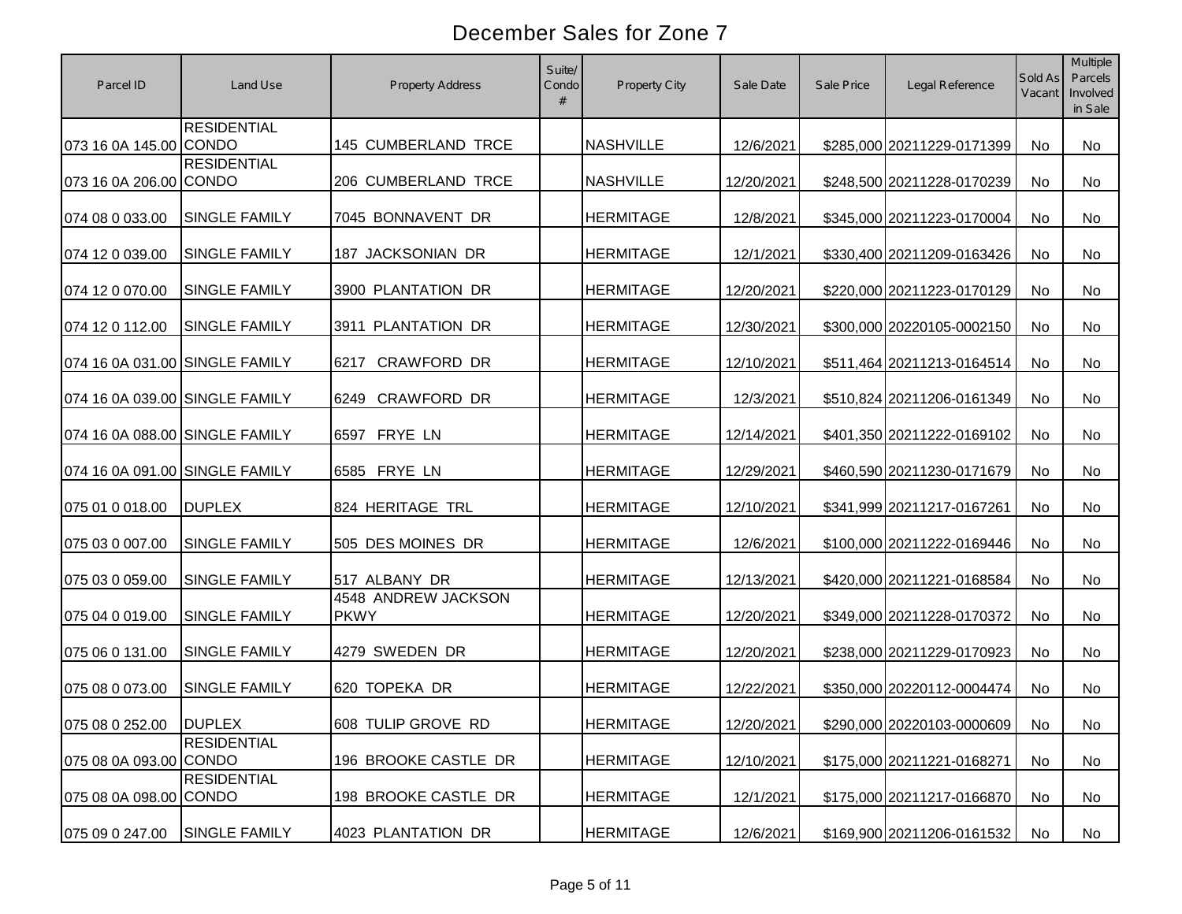# December Sales for Zone 7

| Parcel ID | Land Use | Property Address | Suite/ Condo # | Property City | Sale Date | Sale Price | Legal Reference | Sold As Vacant | Multiple Parcels Involved in Sale |
|---|---|---|---|---|---|---|---|---|---|
| 073 16 0A 145.00 | RESIDENTIAL CONDO | 145 CUMBERLAND TRCE | | NASHVILLE | 12/6/2021 | $285,000 | 20211229-0171399 | No | No |
| 073 16 0A 206.00 | RESIDENTIAL CONDO | 206 CUMBERLAND TRCE | | NASHVILLE | 12/20/2021 | $248,500 | 20211228-0170239 | No | No |
| 074 08 0 033.00 | SINGLE FAMILY | 7045 BONNAVENT DR | | HERMITAGE | 12/8/2021 | $345,000 | 20211223-0170004 | No | No |
| 074 12 0 039.00 | SINGLE FAMILY | 187 JACKSONIAN DR | | HERMITAGE | 12/1/2021 | $330,400 | 20211209-0163426 | No | No |
| 074 12 0 070.00 | SINGLE FAMILY | 3900 PLANTATION DR | | HERMITAGE | 12/20/2021 | $220,000 | 20211223-0170129 | No | No |
| 074 12 0 112.00 | SINGLE FAMILY | 3911 PLANTATION DR | | HERMITAGE | 12/30/2021 | $300,000 | 20220105-0002150 | No | No |
| 074 16 0A 031.00 | SINGLE FAMILY | 6217 CRAWFORD DR | | HERMITAGE | 12/10/2021 | $511,464 | 20211213-0164514 | No | No |
| 074 16 0A 039.00 | SINGLE FAMILY | 6249 CRAWFORD DR | | HERMITAGE | 12/3/2021 | $510,824 | 20211206-0161349 | No | No |
| 074 16 0A 088.00 | SINGLE FAMILY | 6597 FRYE LN | | HERMITAGE | 12/14/2021 | $401,350 | 20211222-0169102 | No | No |
| 074 16 0A 091.00 | SINGLE FAMILY | 6585 FRYE LN | | HERMITAGE | 12/29/2021 | $460,590 | 20211230-0171679 | No | No |
| 075 01 0 018.00 | DUPLEX | 824 HERITAGE TRL | | HERMITAGE | 12/10/2021 | $341,999 | 20211217-0167261 | No | No |
| 075 03 0 007.00 | SINGLE FAMILY | 505 DES MOINES DR | | HERMITAGE | 12/6/2021 | $100,000 | 20211222-0169446 | No | No |
| 075 03 0 059.00 | SINGLE FAMILY | 517 ALBANY DR | | HERMITAGE | 12/13/2021 | $420,000 | 20211221-0168584 | No | No |
| 075 04 0 019.00 | SINGLE FAMILY | 4548 ANDREW JACKSON PKWY | | HERMITAGE | 12/20/2021 | $349,000 | 20211228-0170372 | No | No |
| 075 06 0 131.00 | SINGLE FAMILY | 4279 SWEDEN DR | | HERMITAGE | 12/20/2021 | $238,000 | 20211229-0170923 | No | No |
| 075 08 0 073.00 | SINGLE FAMILY | 620 TOPEKA DR | | HERMITAGE | 12/22/2021 | $350,000 | 20220112-0004474 | No | No |
| 075 08 0 252.00 | DUPLEX | 608 TULIP GROVE RD | | HERMITAGE | 12/20/2021 | $290,000 | 20220103-0000609 | No | No |
| 075 08 0A 093.00 | RESIDENTIAL CONDO | 196 BROOKE CASTLE DR | | HERMITAGE | 12/10/2021 | $175,000 | 20211221-0168271 | No | No |
| 075 08 0A 098.00 | RESIDENTIAL CONDO | 198 BROOKE CASTLE DR | | HERMITAGE | 12/1/2021 | $175,000 | 20211217-0166870 | No | No |
| 075 09 0 247.00 | SINGLE FAMILY | 4023 PLANTATION DR | | HERMITAGE | 12/6/2021 | $169,900 | 20211206-0161532 | No | No |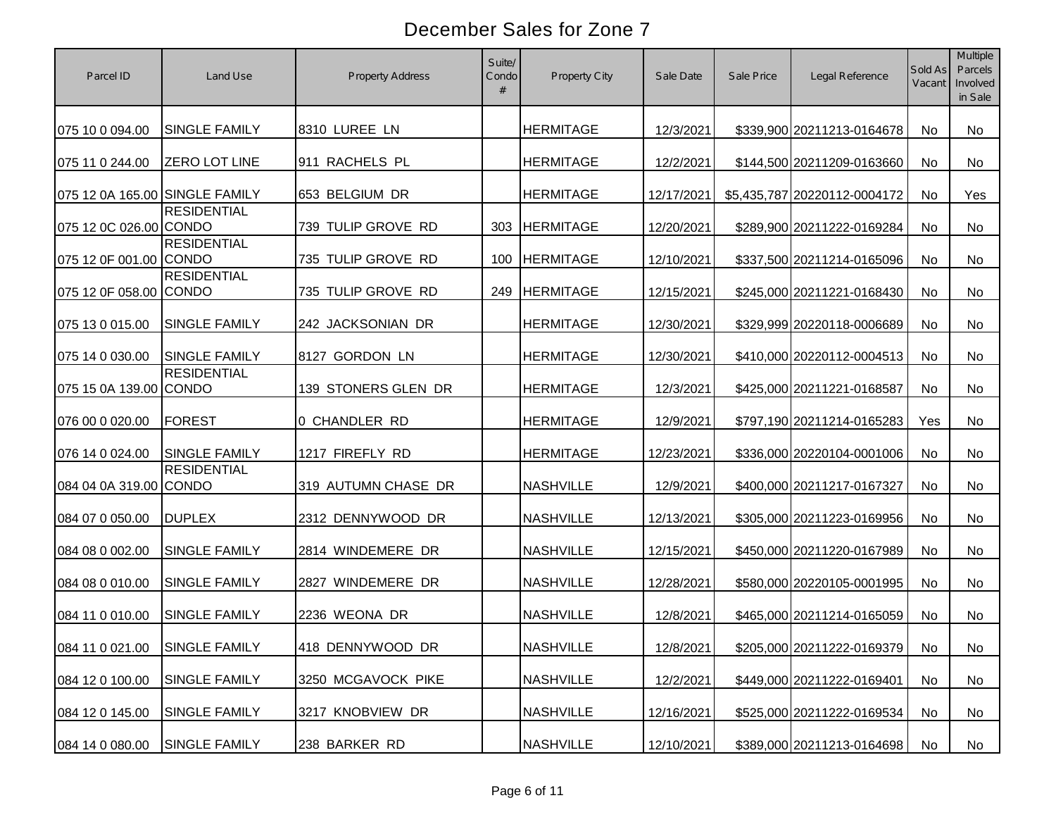# December Sales for Zone 7

| Parcel ID | Land Use | Property Address | Suite/ Condo # | Property City | Sale Date | Sale Price | Legal Reference | Sold As Vacant | Multiple Parcels Involved in Sale |
|---|---|---|---|---|---|---|---|---|---|
| 075 10 0 094.00 | SINGLE FAMILY | 8310 LUREE LN | | HERMITAGE | 12/3/2021 | $339,900 | 20211213-0164678 | No | No |
| 075 11 0 244.00 | ZERO LOT LINE | 911 RACHELS PL | | HERMITAGE | 12/2/2021 | $144,500 | 20211209-0163660 | No | No |
| 075 12 0A 165.00 | SINGLE FAMILY | 653 BELGIUM DR | | HERMITAGE | 12/17/2021 | $5,435,787 | 20220112-0004172 | No | Yes |
| 075 12 0C 026.00 | RESIDENTIAL CONDO | 739 TULIP GROVE RD | 303 | HERMITAGE | 12/20/2021 | $289,900 | 20211222-0169284 | No | No |
| 075 12 0F 001.00 | RESIDENTIAL CONDO | 735 TULIP GROVE RD | 100 | HERMITAGE | 12/10/2021 | $337,500 | 20211214-0165096 | No | No |
| 075 12 0F 058.00 | RESIDENTIAL CONDO | 735 TULIP GROVE RD | 249 | HERMITAGE | 12/15/2021 | $245,000 | 20211221-0168430 | No | No |
| 075 13 0 015.00 | SINGLE FAMILY | 242 JACKSONIAN DR | | HERMITAGE | 12/30/2021 | $329,999 | 20220118-0006689 | No | No |
| 075 14 0 030.00 | SINGLE FAMILY | 8127 GORDON LN | | HERMITAGE | 12/30/2021 | $410,000 | 20220112-0004513 | No | No |
| 075 15 0A 139.00 | RESIDENTIAL CONDO | 139 STONERS GLEN DR | | HERMITAGE | 12/3/2021 | $425,000 | 20211221-0168587 | No | No |
| 076 00 0 020.00 | FOREST | 0 CHANDLER RD | | HERMITAGE | 12/9/2021 | $797,190 | 20211214-0165283 | Yes | No |
| 076 14 0 024.00 | SINGLE FAMILY | 1217 FIREFLY RD | | HERMITAGE | 12/23/2021 | $336,000 | 20220104-0001006 | No | No |
| 084 04 0A 319.00 | RESIDENTIAL CONDO | 319 AUTUMN CHASE DR | | NASHVILLE | 12/9/2021 | $400,000 | 20211217-0167327 | No | No |
| 084 07 0 050.00 | DUPLEX | 2312 DENNYWOOD DR | | NASHVILLE | 12/13/2021 | $305,000 | 20211223-0169956 | No | No |
| 084 08 0 002.00 | SINGLE FAMILY | 2814 WINDEMERE DR | | NASHVILLE | 12/15/2021 | $450,000 | 20211220-0167989 | No | No |
| 084 08 0 010.00 | SINGLE FAMILY | 2827 WINDEMERE DR | | NASHVILLE | 12/28/2021 | $580,000 | 20220105-0001995 | No | No |
| 084 11 0 010.00 | SINGLE FAMILY | 2236 WEONA DR | | NASHVILLE | 12/8/2021 | $465,000 | 20211214-0165059 | No | No |
| 084 11 0 021.00 | SINGLE FAMILY | 418 DENNYWOOD DR | | NASHVILLE | 12/8/2021 | $205,000 | 20211222-0169379 | No | No |
| 084 12 0 100.00 | SINGLE FAMILY | 3250 MCGAVOCK PIKE | | NASHVILLE | 12/2/2021 | $449,000 | 20211222-0169401 | No | No |
| 084 12 0 145.00 | SINGLE FAMILY | 3217 KNOBVIEW DR | | NASHVILLE | 12/16/2021 | $525,000 | 20211222-0169534 | No | No |
| 084 14 0 080.00 | SINGLE FAMILY | 238 BARKER RD | | NASHVILLE | 12/10/2021 | $389,000 | 20211213-0164698 | No | No |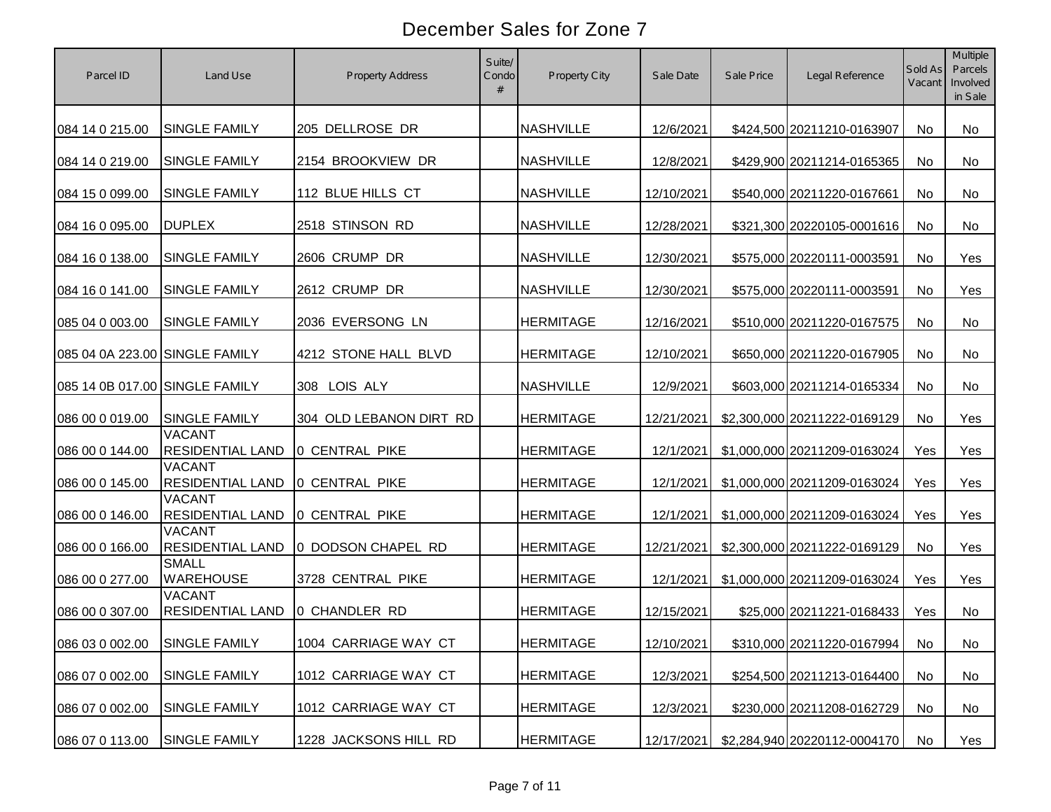# December Sales for Zone 7

| Parcel ID | Land Use | Property Address | Suite/ Condo # | Property City | Sale Date | Sale Price | Legal Reference | Sold As Vacant | Multiple Parcels Involved in Sale |
|---|---|---|---|---|---|---|---|---|---|
| 084 14 0 215.00 | SINGLE FAMILY | 205 DELLROSE DR | | NASHVILLE | 12/6/2021 | $424,500 | 20211210-0163907 | No | No |
| 084 14 0 219.00 | SINGLE FAMILY | 2154 BROOKVIEW DR | | NASHVILLE | 12/8/2021 | $429,900 | 20211214-0165365 | No | No |
| 084 15 0 099.00 | SINGLE FAMILY | 112 BLUE HILLS CT | | NASHVILLE | 12/10/2021 | $540,000 | 20211220-0167661 | No | No |
| 084 16 0 095.00 | DUPLEX | 2518 STINSON RD | | NASHVILLE | 12/28/2021 | $321,300 | 20220105-0001616 | No | No |
| 084 16 0 138.00 | SINGLE FAMILY | 2606 CRUMP DR | | NASHVILLE | 12/30/2021 | $575,000 | 20220111-0003591 | No | Yes |
| 084 16 0 141.00 | SINGLE FAMILY | 2612 CRUMP DR | | NASHVILLE | 12/30/2021 | $575,000 | 20220111-0003591 | No | Yes |
| 085 04 0 003.00 | SINGLE FAMILY | 2036 EVERSONG LN | | HERMITAGE | 12/16/2021 | $510,000 | 20211220-0167575 | No | No |
| 085 04 0A 223.00 | SINGLE FAMILY | 4212 STONE HALL BLVD | | HERMITAGE | 12/10/2021 | $650,000 | 20211220-0167905 | No | No |
| 085 14 0B 017.00 | SINGLE FAMILY | 308 LOIS ALY | | NASHVILLE | 12/9/2021 | $603,000 | 20211214-0165334 | No | No |
| 086 00 0 019.00 | SINGLE FAMILY | 304 OLD LEBANON DIRT RD | | HERMITAGE | 12/21/2021 | $2,300,000 | 20211222-0169129 | No | Yes |
| 086 00 0 144.00 | VACANT RESIDENTIAL LAND | 0 CENTRAL PIKE | | HERMITAGE | 12/1/2021 | $1,000,000 | 20211209-0163024 | Yes | Yes |
| 086 00 0 145.00 | VACANT RESIDENTIAL LAND | 0 CENTRAL PIKE | | HERMITAGE | 12/1/2021 | $1,000,000 | 20211209-0163024 | Yes | Yes |
| 086 00 0 146.00 | VACANT RESIDENTIAL LAND | 0 CENTRAL PIKE | | HERMITAGE | 12/1/2021 | $1,000,000 | 20211209-0163024 | Yes | Yes |
| 086 00 0 166.00 | VACANT RESIDENTIAL LAND | 0 DODSON CHAPEL RD | | HERMITAGE | 12/21/2021 | $2,300,000 | 20211222-0169129 | No | Yes |
| 086 00 0 277.00 | SMALL WAREHOUSE | 3728 CENTRAL PIKE | | HERMITAGE | 12/1/2021 | $1,000,000 | 20211209-0163024 | Yes | Yes |
| 086 00 0 307.00 | VACANT RESIDENTIAL LAND | 0 CHANDLER RD | | HERMITAGE | 12/15/2021 | $25,000 | 20211221-0168433 | Yes | No |
| 086 03 0 002.00 | SINGLE FAMILY | 1004 CARRIAGE WAY CT | | HERMITAGE | 12/10/2021 | $310,000 | 20211220-0167994 | No | No |
| 086 07 0 002.00 | SINGLE FAMILY | 1012 CARRIAGE WAY CT | | HERMITAGE | 12/3/2021 | $254,500 | 20211213-0164400 | No | No |
| 086 07 0 002.00 | SINGLE FAMILY | 1012 CARRIAGE WAY CT | | HERMITAGE | 12/3/2021 | $230,000 | 20211208-0162729 | No | No |
| 086 07 0 113.00 | SINGLE FAMILY | 1228 JACKSONS HILL RD | | HERMITAGE | 12/17/2021 | $2,284,940 | 20220112-0004170 | No | Yes |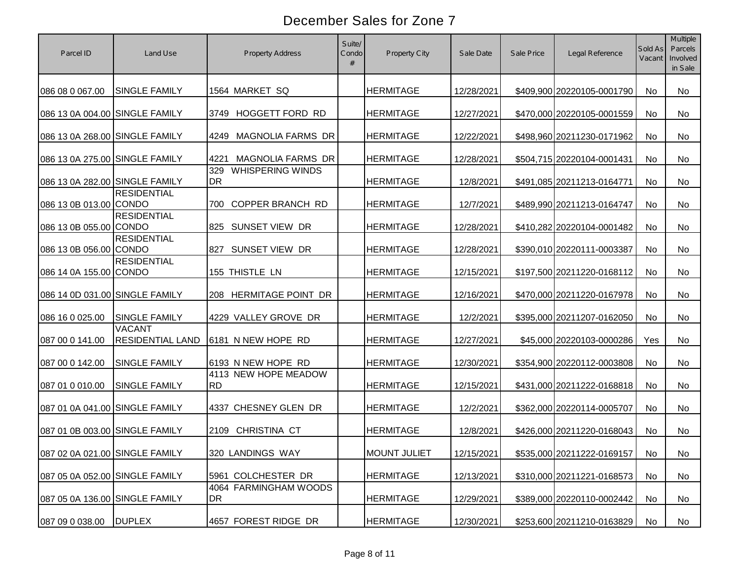# December Sales for Zone 7

| Parcel ID | Land Use | Property Address | Suite/ Condo # | Property City | Sale Date | Sale Price | Legal Reference | Sold As Vacant | Multiple Parcels Involved in Sale |
|---|---|---|---|---|---|---|---|---|---|
| 086 08 0 067.00 | SINGLE FAMILY | 1564 MARKET SQ | | HERMITAGE | 12/28/2021 | $409,900 | 20220105-0001790 | No | No |
| 086 13 0A 004.00 | SINGLE FAMILY | 3749 HOGGETT FORD RD | | HERMITAGE | 12/27/2021 | $470,000 | 20220105-0001559 | No | No |
| 086 13 0A 268.00 | SINGLE FAMILY | 4249 MAGNOLIA FARMS DR | | HERMITAGE | 12/22/2021 | $498,960 | 20211230-0171962 | No | No |
| 086 13 0A 275.00 | SINGLE FAMILY | 4221 MAGNOLIA FARMS DR | | HERMITAGE | 12/28/2021 | $504,715 | 20220104-0001431 | No | No |
| 086 13 0A 282.00 | SINGLE FAMILY | 329 WHISPERING WINDS DR | | HERMITAGE | 12/8/2021 | $491,085 | 20211213-0164771 | No | No |
| 086 13 0B 013.00 | RESIDENTIAL CONDO | 700 COPPER BRANCH RD | | HERMITAGE | 12/7/2021 | $489,990 | 20211213-0164747 | No | No |
| 086 13 0B 055.00 | RESIDENTIAL CONDO | 825 SUNSET VIEW DR | | HERMITAGE | 12/28/2021 | $410,282 | 20220104-0001482 | No | No |
| 086 13 0B 056.00 | RESIDENTIAL CONDO | 827 SUNSET VIEW DR | | HERMITAGE | 12/28/2021 | $390,010 | 20220111-0003387 | No | No |
| 086 14 0A 155.00 | RESIDENTIAL CONDO | 155 THISTLE LN | | HERMITAGE | 12/15/2021 | $197,500 | 20211220-0168112 | No | No |
| 086 14 0D 031.00 | SINGLE FAMILY | 208 HERMITAGE POINT DR | | HERMITAGE | 12/16/2021 | $470,000 | 20211220-0167978 | No | No |
| 086 16 0 025.00 | SINGLE FAMILY | 4229 VALLEY GROVE DR | | HERMITAGE | 12/2/2021 | $395,000 | 20211207-0162050 | No | No |
| 087 00 0 141.00 | VACANT RESIDENTIAL LAND | 6181 N NEW HOPE RD | | HERMITAGE | 12/27/2021 | $45,000 | 20220103-0000286 | Yes | No |
| 087 00 0 142.00 | SINGLE FAMILY | 6193 N NEW HOPE RD | | HERMITAGE | 12/30/2021 | $354,900 | 20220112-0003808 | No | No |
| 087 01 0 010.00 | SINGLE FAMILY | 4113 NEW HOPE MEADOW RD | | HERMITAGE | 12/15/2021 | $431,000 | 20211222-0168818 | No | No |
| 087 01 0A 041.00 | SINGLE FAMILY | 4337 CHESNEY GLEN DR | | HERMITAGE | 12/2/2021 | $362,000 | 20220114-0005707 | No | No |
| 087 01 0B 003.00 | SINGLE FAMILY | 2109 CHRISTINA CT | | HERMITAGE | 12/8/2021 | $426,000 | 20211220-0168043 | No | No |
| 087 02 0A 021.00 | SINGLE FAMILY | 320 LANDINGS WAY | | MOUNT JULIET | 12/15/2021 | $535,000 | 20211222-0169157 | No | No |
| 087 05 0A 052.00 | SINGLE FAMILY | 5961 COLCHESTER DR | | HERMITAGE | 12/13/2021 | $310,000 | 20211221-0168573 | No | No |
| 087 05 0A 136.00 | SINGLE FAMILY | 4064 FARMINGHAM WOODS DR | | HERMITAGE | 12/29/2021 | $389,000 | 20220110-0002442 | No | No |
| 087 09 0 038.00 | DUPLEX | 4657 FOREST RIDGE DR | | HERMITAGE | 12/30/2021 | $253,600 | 20211210-0163829 | No | No |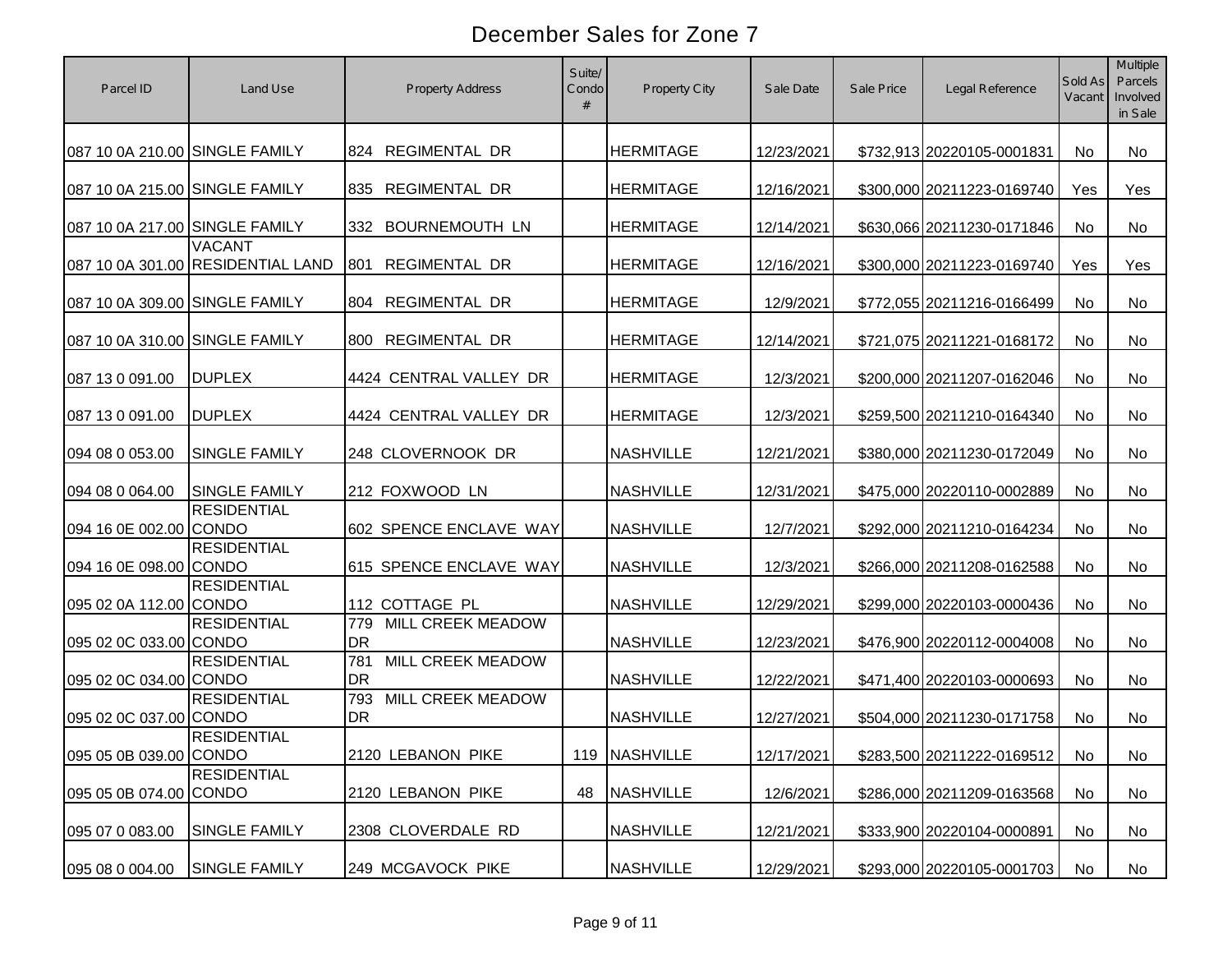# December Sales for Zone 7

| Parcel ID | Land Use | Property Address | Suite/ Condo # | Property City | Sale Date | Sale Price | Legal Reference | Sold As Vacant | Multiple Parcels Involved in Sale |
|---|---|---|---|---|---|---|---|---|---|
| 087 10 0A 210.00 | SINGLE FAMILY | 824 REGIMENTAL DR | | HERMITAGE | 12/23/2021 | $732,913 | 20220105-0001831 | No | No |
| 087 10 0A 215.00 | SINGLE FAMILY | 835 REGIMENTAL DR | | HERMITAGE | 12/16/2021 | $300,000 | 20211223-0169740 | Yes | Yes |
| 087 10 0A 217.00 | SINGLE FAMILY | 332 BOURNEMOUTH LN | | HERMITAGE | 12/14/2021 | $630,066 | 20211230-0171846 | No | No |
| 087 10 0A 301.00 | VACANT RESIDENTIAL LAND | 801 REGIMENTAL DR | | HERMITAGE | 12/16/2021 | $300,000 | 20211223-0169740 | Yes | Yes |
| 087 10 0A 309.00 | SINGLE FAMILY | 804 REGIMENTAL DR | | HERMITAGE | 12/9/2021 | $772,055 | 20211216-0166499 | No | No |
| 087 10 0A 310.00 | SINGLE FAMILY | 800 REGIMENTAL DR | | HERMITAGE | 12/14/2021 | $721,075 | 20211221-0168172 | No | No |
| 087 13 0 091.00 | DUPLEX | 4424 CENTRAL VALLEY DR | | HERMITAGE | 12/3/2021 | $200,000 | 20211207-0162046 | No | No |
| 087 13 0 091.00 | DUPLEX | 4424 CENTRAL VALLEY DR | | HERMITAGE | 12/3/2021 | $259,500 | 20211210-0164340 | No | No |
| 094 08 0 053.00 | SINGLE FAMILY | 248 CLOVERNOOK DR | | NASHVILLE | 12/21/2021 | $380,000 | 20211230-0172049 | No | No |
| 094 08 0 064.00 | SINGLE FAMILY | 212 FOXWOOD LN | | NASHVILLE | 12/31/2021 | $475,000 | 20220110-0002889 | No | No |
| 094 16 0E 002.00 | RESIDENTIAL CONDO | 602 SPENCE ENCLAVE WAY | | NASHVILLE | 12/7/2021 | $292,000 | 20211210-0164234 | No | No |
| 094 16 0E 098.00 | RESIDENTIAL CONDO | 615 SPENCE ENCLAVE WAY | | NASHVILLE | 12/3/2021 | $266,000 | 20211208-0162588 | No | No |
| 095 02 0A 112.00 | RESIDENTIAL CONDO | 112 COTTAGE PL | | NASHVILLE | 12/29/2021 | $299,000 | 20220103-0000436 | No | No |
| 095 02 0C 033.00 | RESIDENTIAL CONDO | 779 MILL CREEK MEADOW DR | | NASHVILLE | 12/23/2021 | $476,900 | 20220112-0004008 | No | No |
| 095 02 0C 034.00 | RESIDENTIAL CONDO | 781 MILL CREEK MEADOW DR | | NASHVILLE | 12/22/2021 | $471,400 | 20220103-0000693 | No | No |
| 095 02 0C 037.00 | RESIDENTIAL CONDO | 793 MILL CREEK MEADOW DR | | NASHVILLE | 12/27/2021 | $504,000 | 20211230-0171758 | No | No |
| 095 05 0B 039.00 | RESIDENTIAL CONDO | 2120 LEBANON PIKE | 119 | NASHVILLE | 12/17/2021 | $283,500 | 20211222-0169512 | No | No |
| 095 05 0B 074.00 | RESIDENTIAL CONDO | 2120 LEBANON PIKE | 48 | NASHVILLE | 12/6/2021 | $286,000 | 20211209-0163568 | No | No |
| 095 07 0 083.00 | SINGLE FAMILY | 2308 CLOVERDALE RD | | NASHVILLE | 12/21/2021 | $333,900 | 20220104-0000891 | No | No |
| 095 08 0 004.00 | SINGLE FAMILY | 249 MCGAVOCK PIKE | | NASHVILLE | 12/29/2021 | $293,000 | 20220105-0001703 | No | No |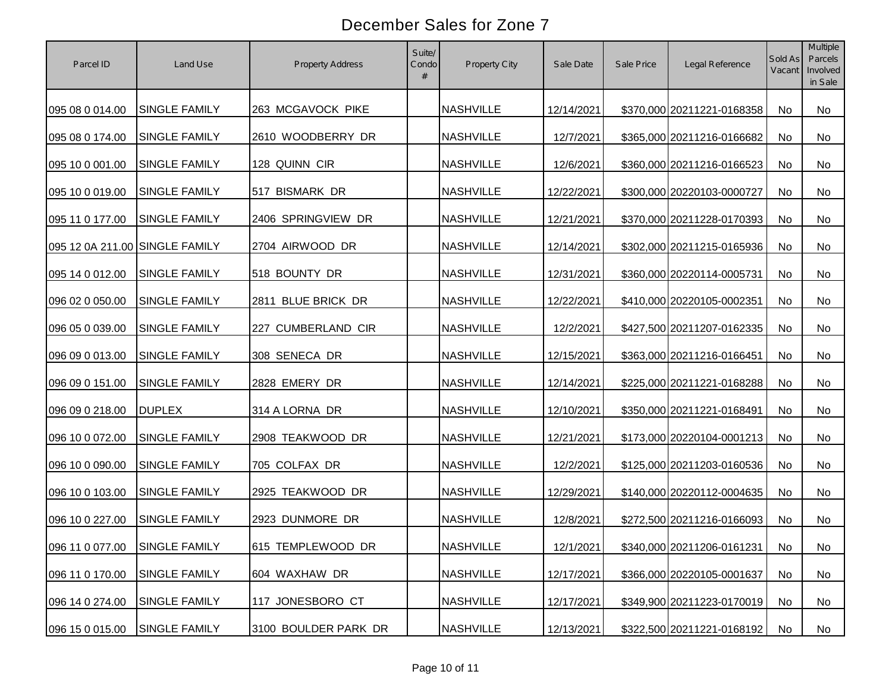# December Sales for Zone 7

| Parcel ID | Land Use | Property Address | Suite/ Condo # | Property City | Sale Date | Sale Price | Legal Reference | Sold As Vacant | Multiple Parcels Involved in Sale |
|---|---|---|---|---|---|---|---|---|---|
| 095 08 0 014.00 | SINGLE FAMILY | 263 MCGAVOCK PIKE | | NASHVILLE | 12/14/2021 | $370,000 | 20211221-0168358 | No | No |
| 095 08 0 174.00 | SINGLE FAMILY | 2610 WOODBERRY DR | | NASHVILLE | 12/7/2021 | $365,000 | 20211216-0166682 | No | No |
| 095 10 0 001.00 | SINGLE FAMILY | 128 QUINN CIR | | NASHVILLE | 12/6/2021 | $360,000 | 20211216-0166523 | No | No |
| 095 10 0 019.00 | SINGLE FAMILY | 517 BISMARK DR | | NASHVILLE | 12/22/2021 | $300,000 | 20220103-0000727 | No | No |
| 095 11 0 177.00 | SINGLE FAMILY | 2406 SPRINGVIEW DR | | NASHVILLE | 12/21/2021 | $370,000 | 20211228-0170393 | No | No |
| 095 12 0A 211.00 | SINGLE FAMILY | 2704 AIRWOOD DR | | NASHVILLE | 12/14/2021 | $302,000 | 20211215-0165936 | No | No |
| 095 14 0 012.00 | SINGLE FAMILY | 518 BOUNTY DR | | NASHVILLE | 12/31/2021 | $360,000 | 20220114-0005731 | No | No |
| 096 02 0 050.00 | SINGLE FAMILY | 2811 BLUE BRICK DR | | NASHVILLE | 12/22/2021 | $410,000 | 20220105-0002351 | No | No |
| 096 05 0 039.00 | SINGLE FAMILY | 227 CUMBERLAND CIR | | NASHVILLE | 12/2/2021 | $427,500 | 20211207-0162335 | No | No |
| 096 09 0 013.00 | SINGLE FAMILY | 308 SENECA DR | | NASHVILLE | 12/15/2021 | $363,000 | 20211216-0166451 | No | No |
| 096 09 0 151.00 | SINGLE FAMILY | 2828 EMERY DR | | NASHVILLE | 12/14/2021 | $225,000 | 20211221-0168288 | No | No |
| 096 09 0 218.00 | DUPLEX | 314 A LORNA DR | | NASHVILLE | 12/10/2021 | $350,000 | 20211221-0168491 | No | No |
| 096 10 0 072.00 | SINGLE FAMILY | 2908 TEAKWOOD DR | | NASHVILLE | 12/21/2021 | $173,000 | 20220104-0001213 | No | No |
| 096 10 0 090.00 | SINGLE FAMILY | 705 COLFAX DR | | NASHVILLE | 12/2/2021 | $125,000 | 20211203-0160536 | No | No |
| 096 10 0 103.00 | SINGLE FAMILY | 2925 TEAKWOOD DR | | NASHVILLE | 12/29/2021 | $140,000 | 20220112-0004635 | No | No |
| 096 10 0 227.00 | SINGLE FAMILY | 2923 DUNMORE DR | | NASHVILLE | 12/8/2021 | $272,500 | 20211216-0166093 | No | No |
| 096 11 0 077.00 | SINGLE FAMILY | 615 TEMPLEWOOD DR | | NASHVILLE | 12/1/2021 | $340,000 | 20211206-0161231 | No | No |
| 096 11 0 170.00 | SINGLE FAMILY | 604 WAXHAW DR | | NASHVILLE | 12/17/2021 | $366,000 | 20220105-0001637 | No | No |
| 096 14 0 274.00 | SINGLE FAMILY | 117 JONESBORO CT | | NASHVILLE | 12/17/2021 | $349,900 | 20211223-0170019 | No | No |
| 096 15 0 015.00 | SINGLE FAMILY | 3100 BOULDER PARK DR | | NASHVILLE | 12/13/2021 | $322,500 | 20211221-0168192 | No | No |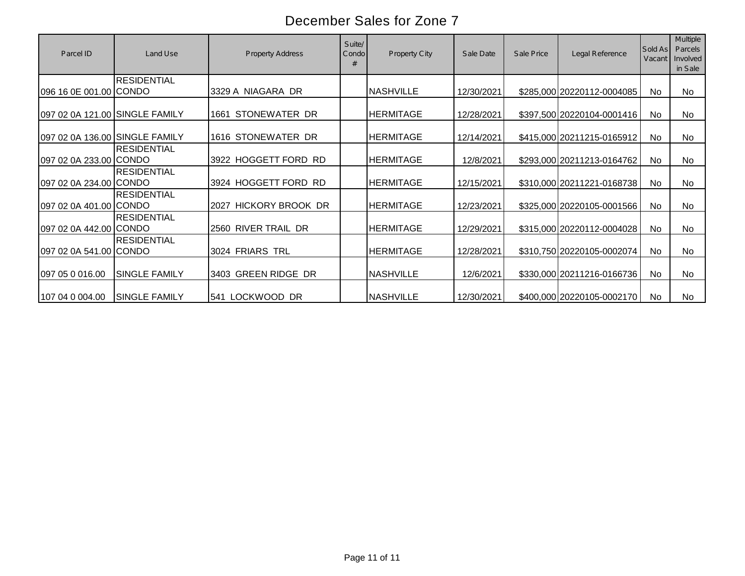# December Sales for Zone 7

| Parcel ID | Land Use | Property Address | Suite/ Condo # | Property City | Sale Date | Sale Price | Legal Reference | Sold As Vacant | Multiple Parcels Involved in Sale |
|---|---|---|---|---|---|---|---|---|---|
| 096 16 0E 001.00 | RESIDENTIAL CONDO | 3329 A NIAGARA DR | | NASHVILLE | 12/30/2021 | $285,000 | 20220112-0004085 | No | No |
| 097 02 0A 121.00 | SINGLE FAMILY | 1661 STONEWATER DR | | HERMITAGE | 12/28/2021 | $397,500 | 20220104-0001416 | No | No |
| 097 02 0A 136.00 | SINGLE FAMILY | 1616 STONEWATER DR | | HERMITAGE | 12/14/2021 | $415,000 | 20211215-0165912 | No | No |
| 097 02 0A 233.00 | RESIDENTIAL CONDO | 3922 HOGGETT FORD RD | | HERMITAGE | 12/8/2021 | $293,000 | 20211213-0164762 | No | No |
| 097 02 0A 234.00 | RESIDENTIAL CONDO | 3924 HOGGETT FORD RD | | HERMITAGE | 12/15/2021 | $310,000 | 20211221-0168738 | No | No |
| 097 02 0A 401.00 | RESIDENTIAL CONDO | 2027 HICKORY BROOK DR | | HERMITAGE | 12/23/2021 | $325,000 | 20220105-0001566 | No | No |
| 097 02 0A 442.00 | RESIDENTIAL CONDO | 2560 RIVER TRAIL DR | | HERMITAGE | 12/29/2021 | $315,000 | 20220112-0004028 | No | No |
| 097 02 0A 541.00 | RESIDENTIAL CONDO | 3024 FRIARS TRL | | HERMITAGE | 12/28/2021 | $310,750 | 20220105-0002074 | No | No |
| 097 05 0 016.00 | SINGLE FAMILY | 3403 GREEN RIDGE DR | | NASHVILLE | 12/6/2021 | $330,000 | 20211216-0166736 | No | No |
| 107 04 0 004.00 | SINGLE FAMILY | 541 LOCKWOOD DR | | NASHVILLE | 12/30/2021 | $400,000 | 20220105-0002170 | No | No |